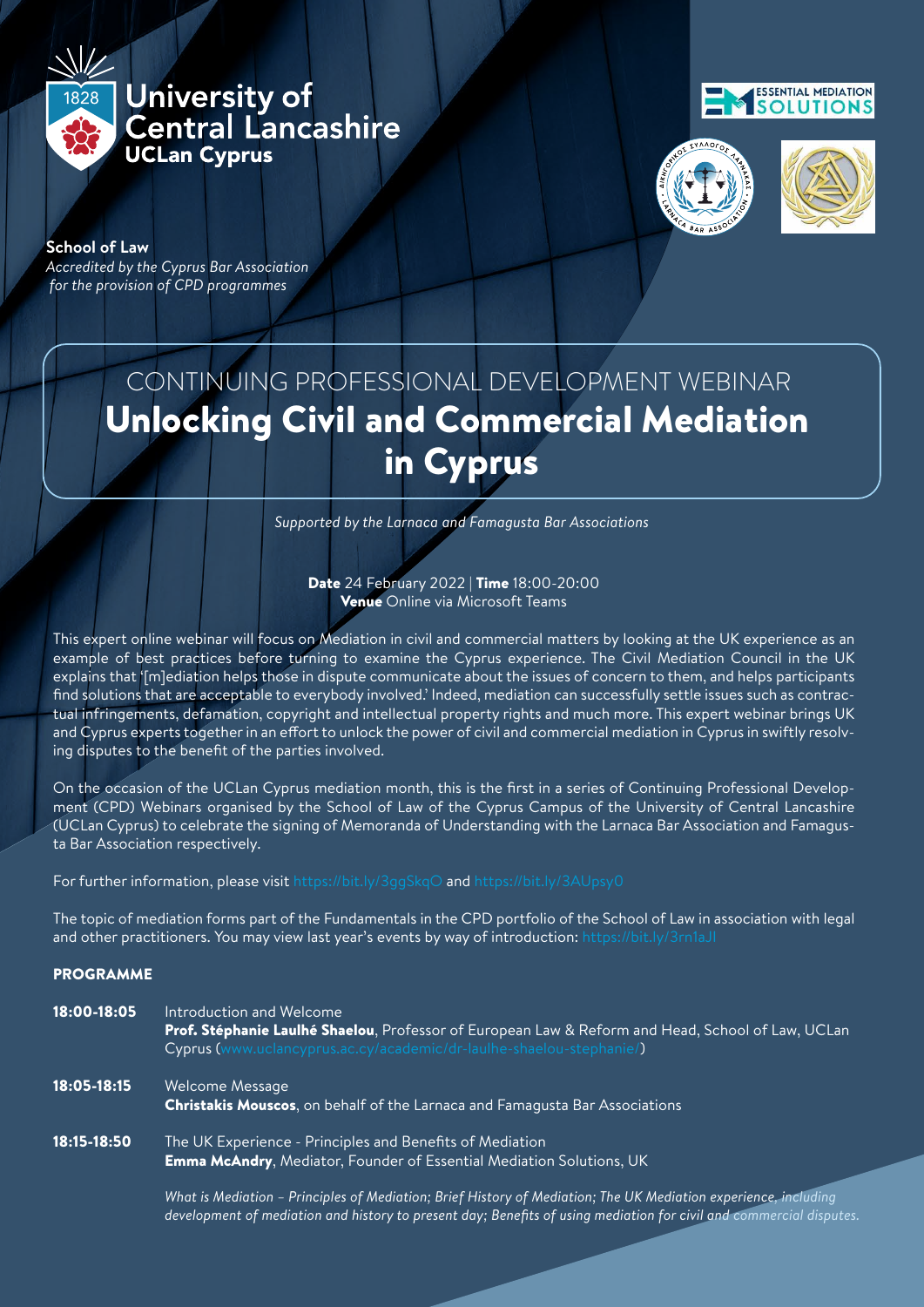University of Central Lancashire
UCLan Cyprus

ESSENTIAL MEDIATION SOLUTIONS

**School of Law**
*Accredited by the Cyprus Bar Association for the provision of CPD programmes*

CONTINUING PROFESSIONAL DEVELOPMENT WEBINAR

# Unlocking Civil and Commercial Mediation in Cyprus

*Supported by the Larnaca and Famagusta Bar Associations*

**Date** 24 February 2022 | **Time** 18:00-20:00
**Venue** Online via Microsoft Teams

This expert online webinar will focus on Mediation in civil and commercial matters by looking at the UK experience as an example of best practices before turning to examine the Cyprus experience. The Civil Mediation Council in the UK explains that '[m]ediation helps those in dispute communicate about the issues of concern to them, and helps participants find solutions that are acceptable to everybody involved.' Indeed, mediation can successfully settle issues such as contractual infringements, defamation, copyright and intellectual property rights and much more. This expert webinar brings UK and Cyprus experts together in an effort to unlock the power of civil and commercial mediation in Cyprus in swiftly resolving disputes to the benefit of the parties involved.

On the occasion of the UCLan Cyprus mediation month, this is the first in a series of Continuing Professional Development (CPD) Webinars organised by the School of Law of the Cyprus Campus of the University of Central Lancashire (UCLan Cyprus) to celebrate the signing of Memoranda of Understanding with the Larnaca Bar Association and Famagusta Bar Association respectively.

For further information, please visit https://bit.ly/3ggSkqO and https://bit.ly/3AUpsy0

The topic of mediation forms part of the Fundamentals in the CPD portfolio of the School of Law in association with legal and other practitioners. You may view last year's events by way of introduction: https://bit.ly/3rn1aJl

## PROGRAMME

**18:00-18:05** Introduction and Welcome
**Prof. Stéphanie Laulhé Shaelou**, Professor of European Law & Reform and Head, School of Law, UCLan Cyprus (www.uclancyprus.ac.cy/academic/dr-laulhe-shaelou-stephanie/)

**18:05-18:15** Welcome Message
**Christakis Mouscos**, on behalf of the Larnaca and Famagusta Bar Associations

**18:15-18:50** The UK Experience - Principles and Benefits of Mediation
**Emma McAndry**, Mediator, Founder of Essential Mediation Solutions, UK

*What is Mediation – Principles of Mediation; Brief History of Mediation; The UK Mediation experience, including development of mediation and history to present day; Benefits of using mediation for civil and commercial disputes.*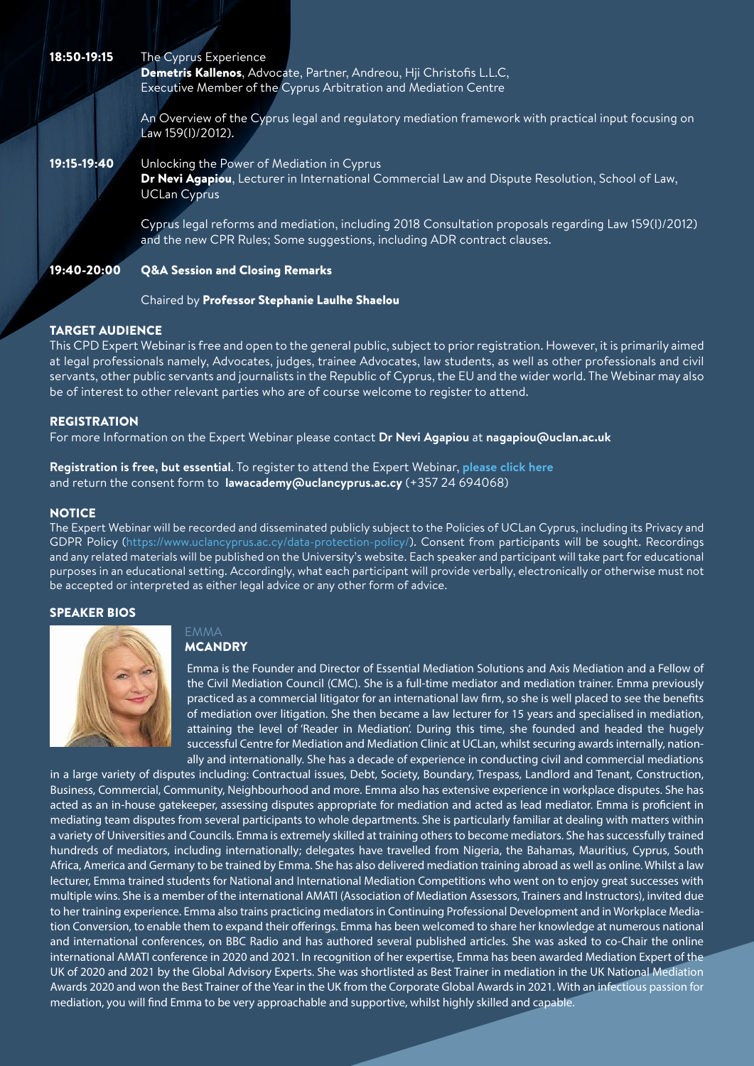**18:50-19:15** The Cyprus Experience
**Demetris Kallenos**, Advocate, Partner, Andreou, Hji Christofis L.L.C, Executive Member of the Cyprus Arbitration and Mediation Centre

An Overview of the Cyprus legal and regulatory mediation framework with practical input focusing on Law 159(I)/2012).

**19:15-19:40** Unlocking the Power of Mediation in Cyprus
**Dr Nevi Agapiou**, Lecturer in International Commercial Law and Dispute Resolution, School of Law, UCLan Cyprus

Cyprus legal reforms and mediation, including 2018 Consultation proposals regarding Law 159(I)/2012) and the new CPR Rules; Some suggestions, including ADR contract clauses.

**19:40-20:00** **Q&A Session and Closing Remarks**

Chaired by **Professor Stephanie Laulhe Shaelou**

## TARGET AUDIENCE

This CPD Expert Webinar is free and open to the general public, subject to prior registration. However, it is primarily aimed at legal professionals namely, Advocates, judges, trainee Advocates, law students, as well as other professionals and civil servants, other public servants and journalists in the Republic of Cyprus, the EU and the wider world. The Webinar may also be of interest to other relevant parties who are of course welcome to register to attend.

## REGISTRATION

For more Information on the Expert Webinar please contact **Dr Nevi Agapiou** at **nagapiou@uclan.ac.uk**

**Registration is free, but essential**. To register to attend the Expert Webinar, **please click here** and return the consent form to **lawacademy@uclancyprus.ac.cy** (+357 24 694068)

## NOTICE

The Expert Webinar will be recorded and disseminated publicly subject to the Policies of UCLan Cyprus, including its Privacy and GDPR Policy (https://www.uclancyprus.ac.cy/data-protection-policy/). Consent from participants will be sought. Recordings and any related materials will be published on the University's website. Each speaker and participant will take part for educational purposes in an educational setting. Accordingly, what each participant will provide verbally, electronically or otherwise must not be accepted or interpreted as either legal advice or any other form of advice.

## SPEAKER BIOS

### EMMA MCANDRY

Emma is the Founder and Director of Essential Mediation Solutions and Axis Mediation and a Fellow of the Civil Mediation Council (CMC). She is a full-time mediator and mediation trainer. Emma previously practiced as a commercial litigator for an international law firm, so she is well placed to see the benefits of mediation over litigation. She then became a law lecturer for 15 years and specialised in mediation, attaining the level of 'Reader in Mediation'. During this time, she founded and headed the hugely successful Centre for Mediation and Mediation Clinic at UCLan, whilst securing awards internally, nationally and internationally. She has a decade of experience in conducting civil and commercial mediations in a large variety of disputes including: Contractual issues, Debt, Society, Boundary, Trespass, Landlord and Tenant, Construction, Business, Commercial, Community, Neighbourhood and more. Emma also has extensive experience in workplace disputes. She has acted as an in-house gatekeeper, assessing disputes appropriate for mediation and acted as lead mediator. Emma is proficient in mediating team disputes from several participants to whole departments. She is particularly familiar at dealing with matters within a variety of Universities and Councils. Emma is extremely skilled at training others to become mediators. She has successfully trained hundreds of mediators, including internationally; delegates have travelled from Nigeria, the Bahamas, Mauritius, Cyprus, South Africa, America and Germany to be trained by Emma. She has also delivered mediation training abroad as well as online. Whilst a law lecturer, Emma trained students for National and International Mediation Competitions who went on to enjoy great successes with multiple wins. She is a member of the international AMATI (Association of Mediation Assessors, Trainers and Instructors), invited due to her training experience. Emma also trains practicing mediators in Continuing Professional Development and in Workplace Mediation Conversion, to enable them to expand their offerings. Emma has been welcomed to share her knowledge at numerous national and international conferences, on BBC Radio and has authored several published articles. She was asked to co-Chair the online international AMATI conference in 2020 and 2021. In recognition of her expertise, Emma has been awarded Mediation Expert of the UK of 2020 and 2021 by the Global Advisory Experts. She was shortlisted as Best Trainer in mediation in the UK National Mediation Awards 2020 and won the Best Trainer of the Year in the UK from the Corporate Global Awards in 2021. With an infectious passion for mediation, you will find Emma to be very approachable and supportive, whilst highly skilled and capable.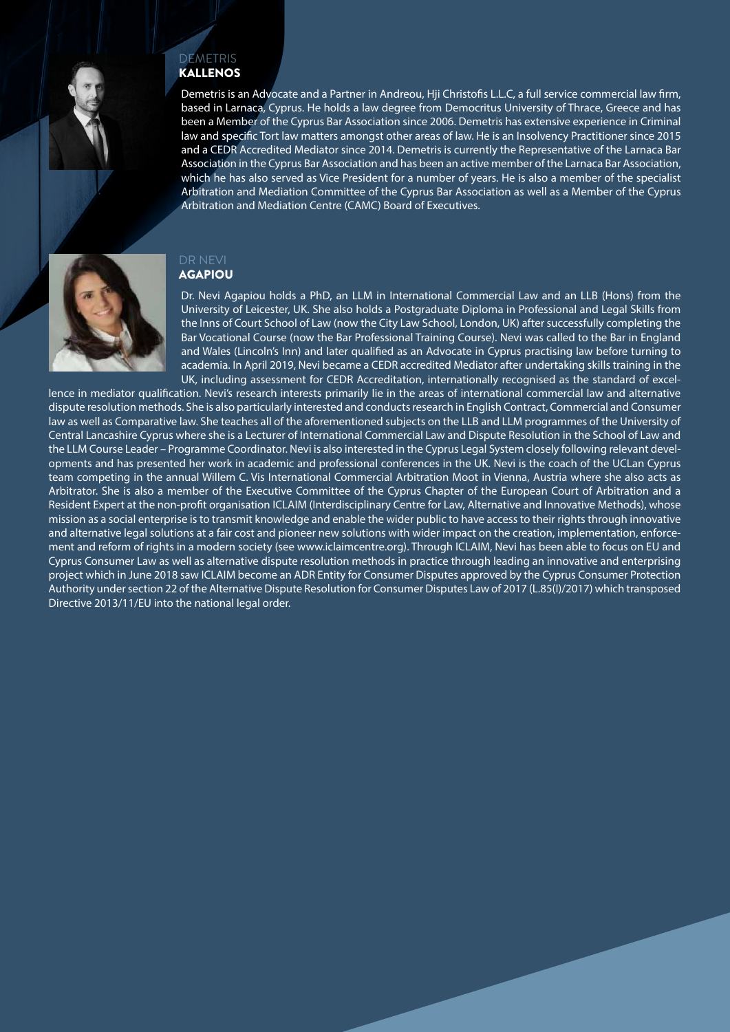## DEMETRIS **KALLENOS**

Demetris is an Advocate and a Partner in Andreou, Hji Christofis L.L.C, a full service commercial law firm, based in Larnaca, Cyprus. He holds a law degree from Democritus University of Thrace, Greece and has been a Member of the Cyprus Bar Association since 2006. Demetris has extensive experience in Criminal law and specific Tort law matters amongst other areas of law. He is an Insolvency Practitioner since 2015 and a CEDR Accredited Mediator since 2014. Demetris is currently the Representative of the Larnaca Bar Association in the Cyprus Bar Association and has been an active member of the Larnaca Bar Association, which he has also served as Vice President for a number of years. He is also a member of the specialist Arbitration and Mediation Committee of the Cyprus Bar Association as well as a Member of the Cyprus Arbitration and Mediation Centre (CAMC) Board of Executives.

## DR NEVI **AGAPIOU**

Dr. Nevi Agapiou holds a PhD, an LLM in International Commercial Law and an LLB (Hons) from the University of Leicester, UK. She also holds a Postgraduate Diploma in Professional and Legal Skills from the Inns of Court School of Law (now the City Law School, London, UK) after successfully completing the Bar Vocational Course (now the Bar Professional Training Course). Nevi was called to the Bar in England and Wales (Lincoln's Inn) and later qualified as an Advocate in Cyprus practising law before turning to academia. In April 2019, Nevi became a CEDR accredited Mediator after undertaking skills training in the UK, including assessment for CEDR Accreditation, internationally recognised as the standard of excellence in mediator qualification. Nevi's research interests primarily lie in the areas of international commercial law and alternative dispute resolution methods. She is also particularly interested and conducts research in English Contract, Commercial and Consumer law as well as Comparative law. She teaches all of the aforementioned subjects on the LLB and LLM programmes of the University of Central Lancashire Cyprus where she is a Lecturer of International Commercial Law and Dispute Resolution in the School of Law and the LLM Course Leader – Programme Coordinator. Nevi is also interested in the Cyprus Legal System closely following relevant developments and has presented her work in academic and professional conferences in the UK. Nevi is the coach of the UCLan Cyprus team competing in the annual Willem C. Vis International Commercial Arbitration Moot in Vienna, Austria where she also acts as Arbitrator. She is also a member of the Executive Committee of the Cyprus Chapter of the European Court of Arbitration and a Resident Expert at the non-profit organisation ICLAIM (Interdisciplinary Centre for Law, Alternative and Innovative Methods), whose mission as a social enterprise is to transmit knowledge and enable the wider public to have access to their rights through innovative and alternative legal solutions at a fair cost and pioneer new solutions with wider impact on the creation, implementation, enforcement and reform of rights in a modern society (see www.iclaimcentre.org). Through ICLAIM, Nevi has been able to focus on EU and Cyprus Consumer Law as well as alternative dispute resolution methods in practice through leading an innovative and enterprising project which in June 2018 saw ICLAIM become an ADR Entity for Consumer Disputes approved by the Cyprus Consumer Protection Authority under section 22 of the Alternative Dispute Resolution for Consumer Disputes Law of 2017 (L.85(I)/2017) which transposed Directive 2013/11/EU into the national legal order.